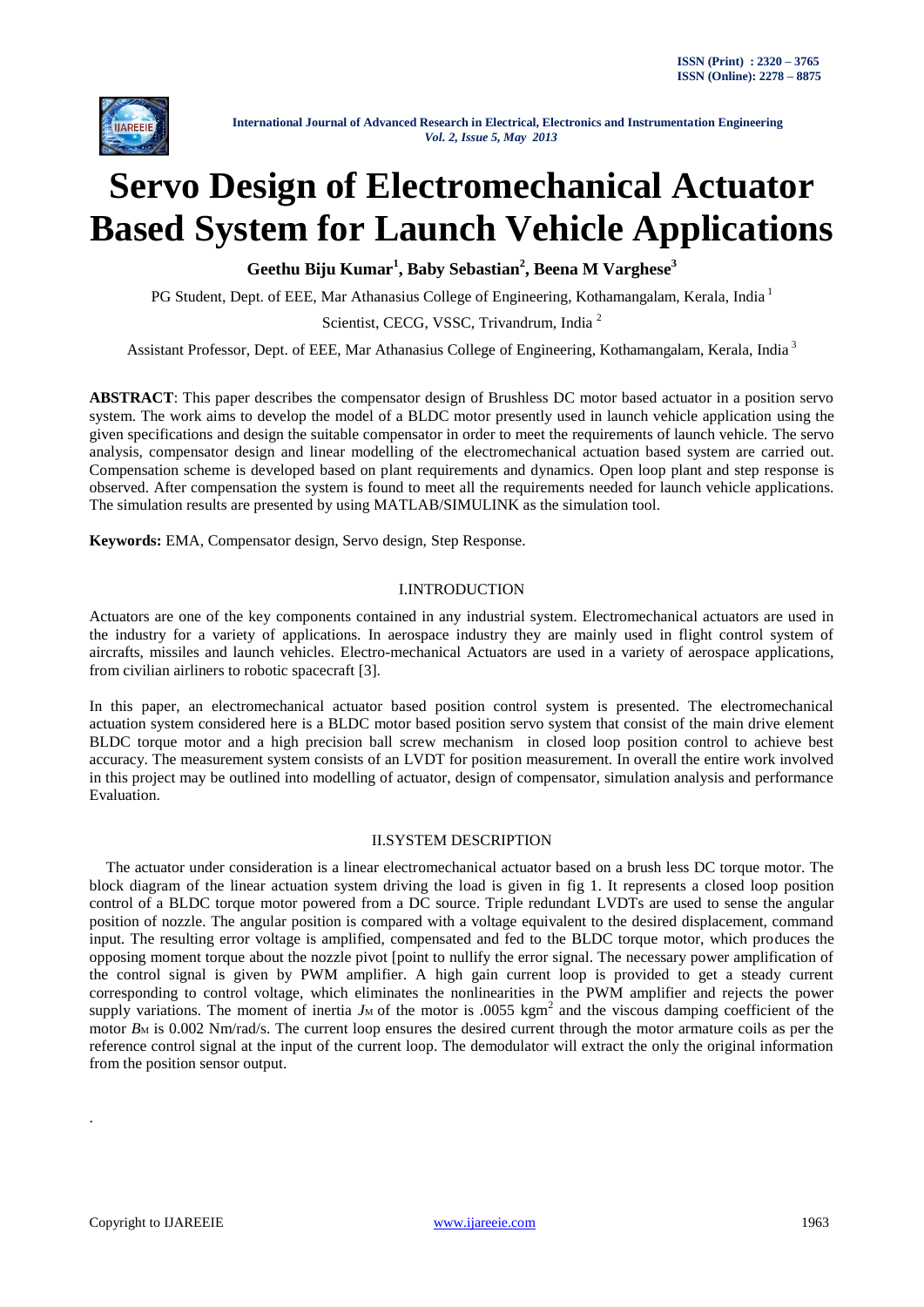# Servo Design of Electromechanical Actuator Based System for Launch Vehicle Applications

**Geethu Biju Kumar[1], Baby Sebastian[2], Beena M Varghese[3]**

PG Student, Dept. of EEE, Mar Athanasius College of Engineering, Kothamangalam, Kerala, India [1]

Scientist, CECG, VSSC, Trivandrum, India [2]

Assistant Professor, Dept. of EEE, Mar Athanasius College of Engineering, Kothamangalam, Kerala, India [3]

**ABSTRACT**: This paper describes the compensator design of Brushless DC motor based actuator in a position servo system. The work aims to develop the model of a BLDC motor presently used in launch vehicle application using the given specifications and design the suitable compensator in order to meet the requirements of launch vehicle. The servo analysis, compensator design and linear modelling of the electromechanical actuation based system are carried out. Compensation scheme is developed based on plant requirements and dynamics. Open loop plant and step response is observed. After compensation the system is found to meet all the requirements needed for launch vehicle applications. The simulation results are presented by using MATLAB/SIMULINK as the simulation tool.

**Keywords:** EMA, Compensator design, Servo design, Step Response.

## I.INTRODUCTION

Actuators are one of the key components contained in any industrial system. Electromechanical actuators are used in the industry for a variety of applications. In aerospace industry they are mainly used in flight control system of aircrafts, missiles and launch vehicles. Electro-mechanical Actuators are used in a variety of aerospace applications, from civilian airliners to robotic spacecraft [3].

In this paper, an electromechanical actuator based position control system is presented. The electromechanical actuation system considered here is a BLDC motor based position servo system that consist of the main drive element BLDC torque motor and a high precision ball screw mechanism in closed loop position control to achieve best accuracy. The measurement system consists of an LVDT for position measurement. In overall the entire work involved in this project may be outlined into modelling of actuator, design of compensator, simulation analysis and performance Evaluation.

## II.SYSTEM DESCRIPTION

The actuator under consideration is a linear electromechanical actuator based on a brush less DC torque motor. The block diagram of the linear actuation system driving the load is given in fig 1. It represents a closed loop position control of a BLDC torque motor powered from a DC source. Triple redundant LVDTs are used to sense the angular position of nozzle. The angular position is compared with a voltage equivalent to the desired displacement, command input. The resulting error voltage is amplified, compensated and fed to the BLDC torque motor, which produces the opposing moment torque about the nozzle pivot [point to nullify the error signal. The necessary power amplification of the control signal is given by PWM amplifier. A high gain current loop is provided to get a steady current corresponding to control voltage, which eliminates the nonlinearities in the PWM amplifier and rejects the power supply variations. The moment of inertia $J_M$ of the motor is .0055 kgm$^2$ and the viscous damping coefficient of the motor $B_M$ is 0.002 Nm/rad/s. The current loop ensures the desired current through the motor armature coils as per the reference control signal at the input of the current loop. The demodulator will extract the only the original information from the position sensor output.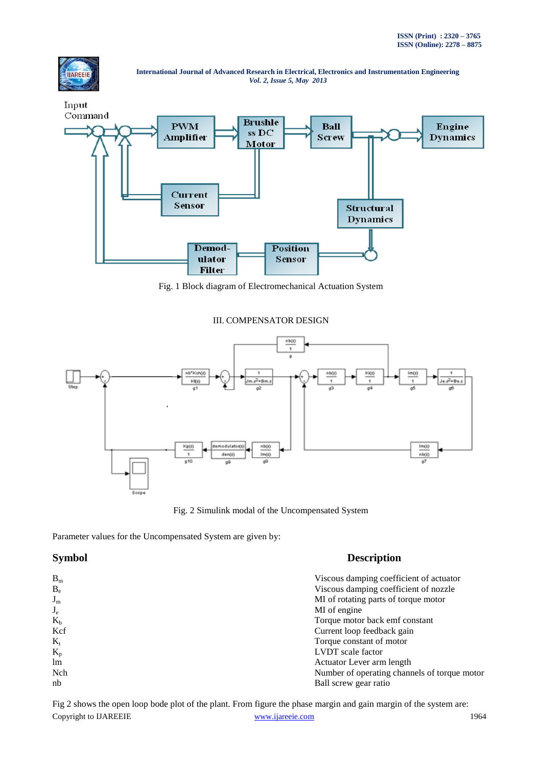Fig. 1 Block diagram of Electromechanical Actuation System

## III. COMPENSATOR DESIGN

Fig. 2 Simulink modal of the Uncompensated System

Parameter values for the Uncompensated System are given by:

| **Symbol** | **Description** |
|---|---|
| $B_m$ | Viscous damping coefficient of actuator |
| $B_e$ | Viscous damping coefficient of nozzle |
| $J_m$ | MI of rotating parts of torque motor |
| $J_e$ | MI of engine |
| $K_b$ | Torque motor back emf constant |
| Kcf | Current loop feedback gain |
| $K_t$ | Torque constant of motor |
| $K_p$ | LVDT scale factor |
| lm | Actuator Lever arm length |
| Nch | Number of operating channels of torque motor |
| nb | Ball screw gear ratio |

Fig 2 shows the open loop bode plot of the plant. From figure the phase margin and gain margin of the system are: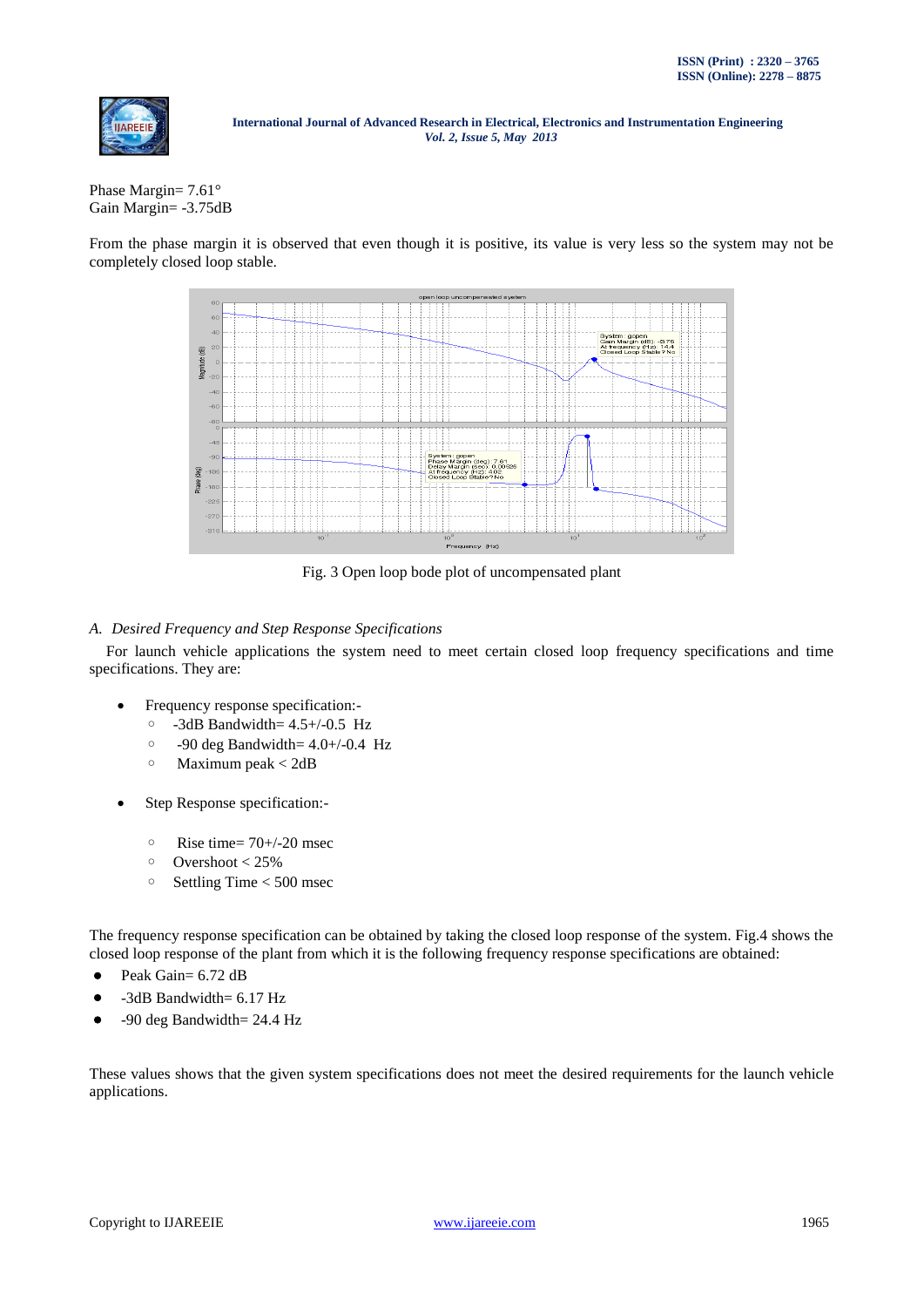Phase Margin= 7.61°
Gain Margin= -3.75dB

From the phase margin it is observed that even though it is positive, its value is very less so the system may not be completely closed loop stable.

Fig. 3 Open loop bode plot of uncompensated plant

### *A. Desired Frequency and Step Response Specifications*

For launch vehicle applications the system need to meet certain closed loop frequency specifications and time specifications. They are:

- Frequency response specification:-
  - -3dB Bandwidth= 4.5+/-0.5 Hz
  - -90 deg Bandwidth= 4.0+/-0.4 Hz
  - Maximum peak < 2dB

- Step Response specification:-
  - Rise time= 70+/-20 msec
  - Overshoot < 25%
  - Settling Time < 500 msec

The frequency response specification can be obtained by taking the closed loop response of the system. Fig.4 shows the closed loop response of the plant from which it is the following frequency response specifications are obtained:

- Peak Gain= 6.72 dB
- -3dB Bandwidth= 6.17 Hz
- -90 deg Bandwidth= 24.4 Hz

These values shows that the given system specifications does not meet the desired requirements for the launch vehicle applications.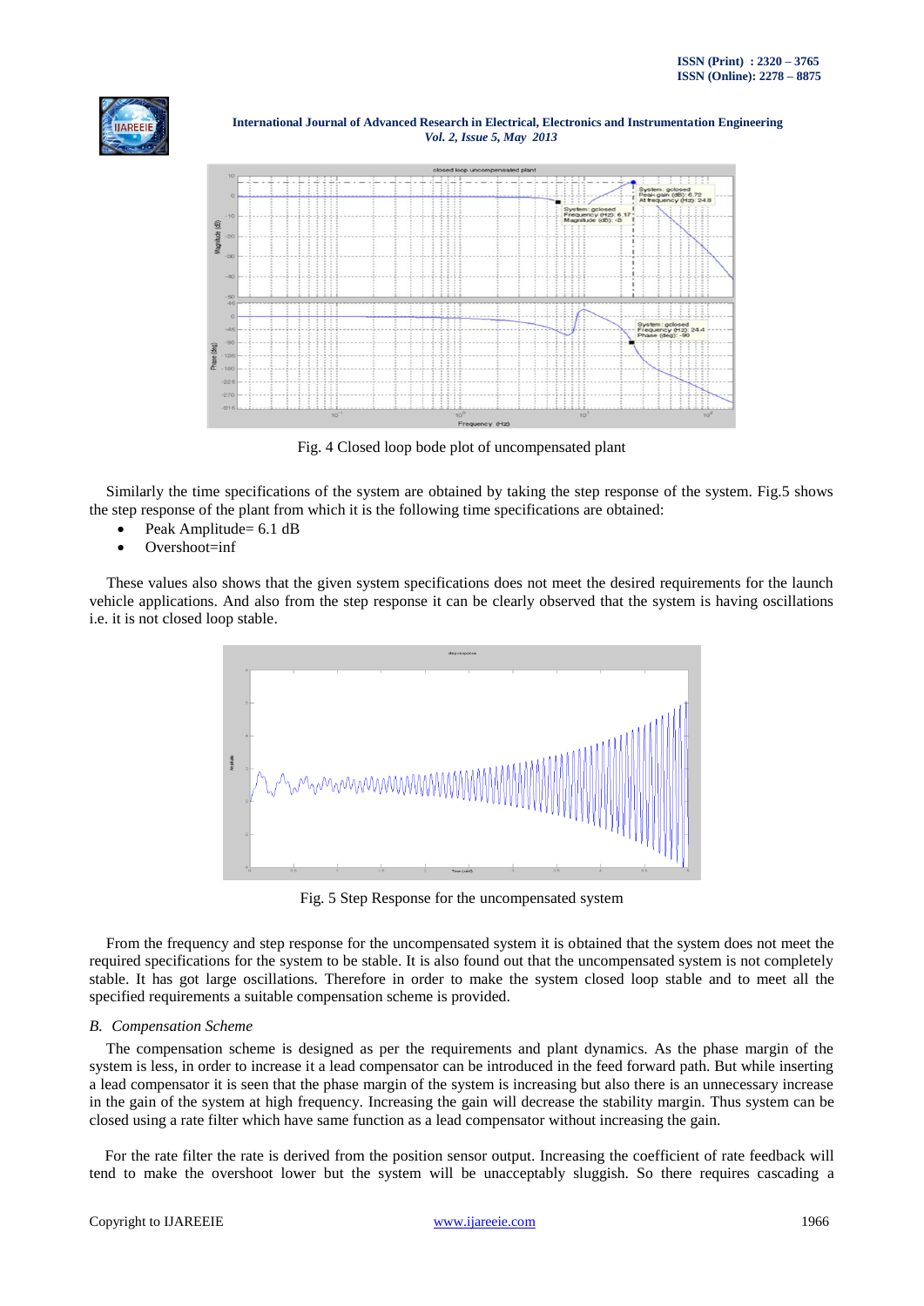Fig. 4 Closed loop bode plot of uncompensated plant

Similarly the time specifications of the system are obtained by taking the step response of the system. Fig.5 shows the step response of the plant from which it is the following time specifications are obtained:

- Peak Amplitude= 6.1 dB
- Overshoot=inf

These values also shows that the given system specifications does not meet the desired requirements for the launch vehicle applications. And also from the step response it can be clearly observed that the system is having oscillations i.e. it is not closed loop stable.

Fig. 5 Step Response for the uncompensated system

From the frequency and step response for the uncompensated system it is obtained that the system does not meet the required specifications for the system to be stable. It is also found out that the uncompensated system is not completely stable. It has got large oscillations. Therefore in order to make the system closed loop stable and to meet all the specified requirements a suitable compensation scheme is provided.

### *B. Compensation Scheme*

The compensation scheme is designed as per the requirements and plant dynamics. As the phase margin of the system is less, in order to increase it a lead compensator can be introduced in the feed forward path. But while inserting a lead compensator it is seen that the phase margin of the system is increasing but also there is an unnecessary increase in the gain of the system at high frequency. Increasing the gain will decrease the stability margin. Thus system can be closed using a rate filter which have same function as a lead compensator without increasing the gain.

For the rate filter the rate is derived from the position sensor output. Increasing the coefficient of rate feedback will tend to make the overshoot lower but the system will be unacceptably sluggish. So there requires cascading a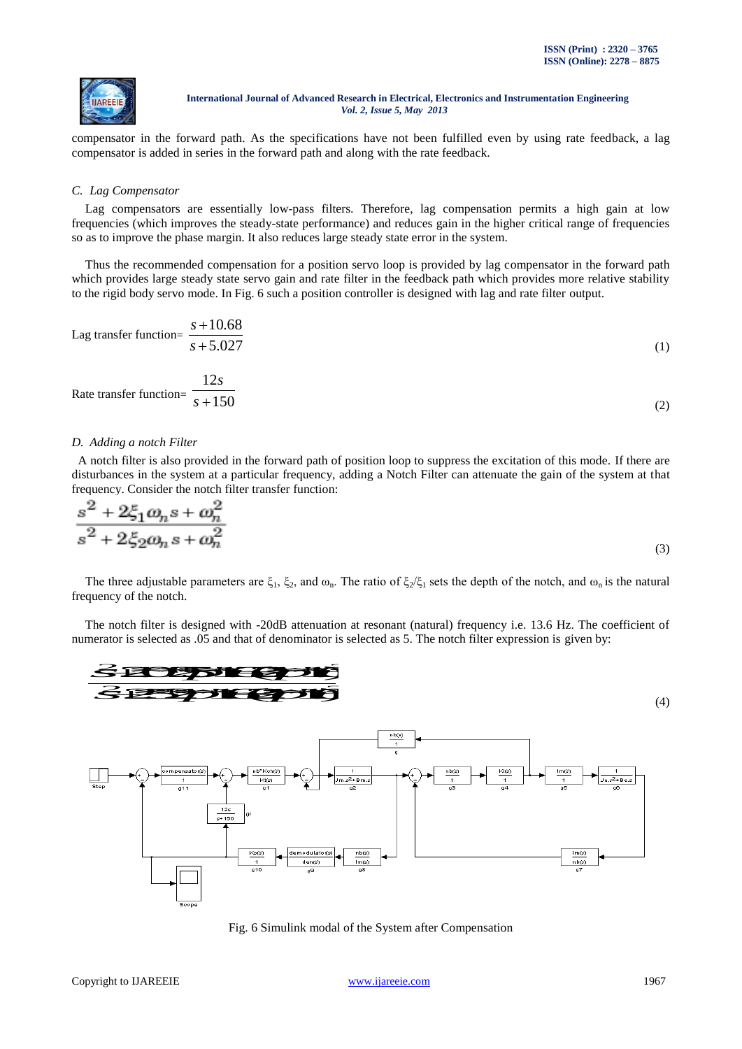compensator in the forward path. As the specifications have not been fulfilled even by using rate feedback, a lag compensator is added in series in the forward path and along with the rate feedback.

### *C. Lag Compensator*

Lag compensators are essentially low-pass filters. Therefore, lag compensation permits a high gain at low frequencies (which improves the steady-state performance) and reduces gain in the higher critical range of frequencies so as to improve the phase margin. It also reduces large steady state error in the system.

Thus the recommended compensation for a position servo loop is provided by lag compensator in the forward path which provides large steady state servo gain and rate filter in the feedback path which provides more relative stability to the rigid body servo mode. In Fig. 6 such a position controller is designed with lag and rate filter output.

$$\text{Lag transfer function} = \frac{s+10.68}{s+5.027} \tag{1}$$

$$\text{Rate transfer function} = \frac{12s}{s+150} \tag{2}$$

### *D. Adding a notch Filter*

A notch filter is also provided in the forward path of position loop to suppress the excitation of this mode. If there are disturbances in the system at a particular frequency, adding a Notch Filter can attenuate the gain of the system at that frequency. Consider the notch filter transfer function:

$$\frac{s^2 + 2\xi_1\omega_n s + \omega_n^2}{s^2 + 2\xi_2\omega_n s + \omega_n^2} \tag{3}$$

The three adjustable parameters are $\xi_1$, $\xi_2$, and $\omega_n$. The ratio of $\xi_2/\xi_1$ sets the depth of the notch, and $\omega_n$ is the natural frequency of the notch.

The notch filter is designed with -20dB attenuation at resonant (natural) frequency i.e. 13.6 Hz. The coefficient of numerator is selected as .05 and that of denominator is selected as 5. The notch filter expression is given by:

(4)

Fig. 6 Simulink modal of the System after Compensation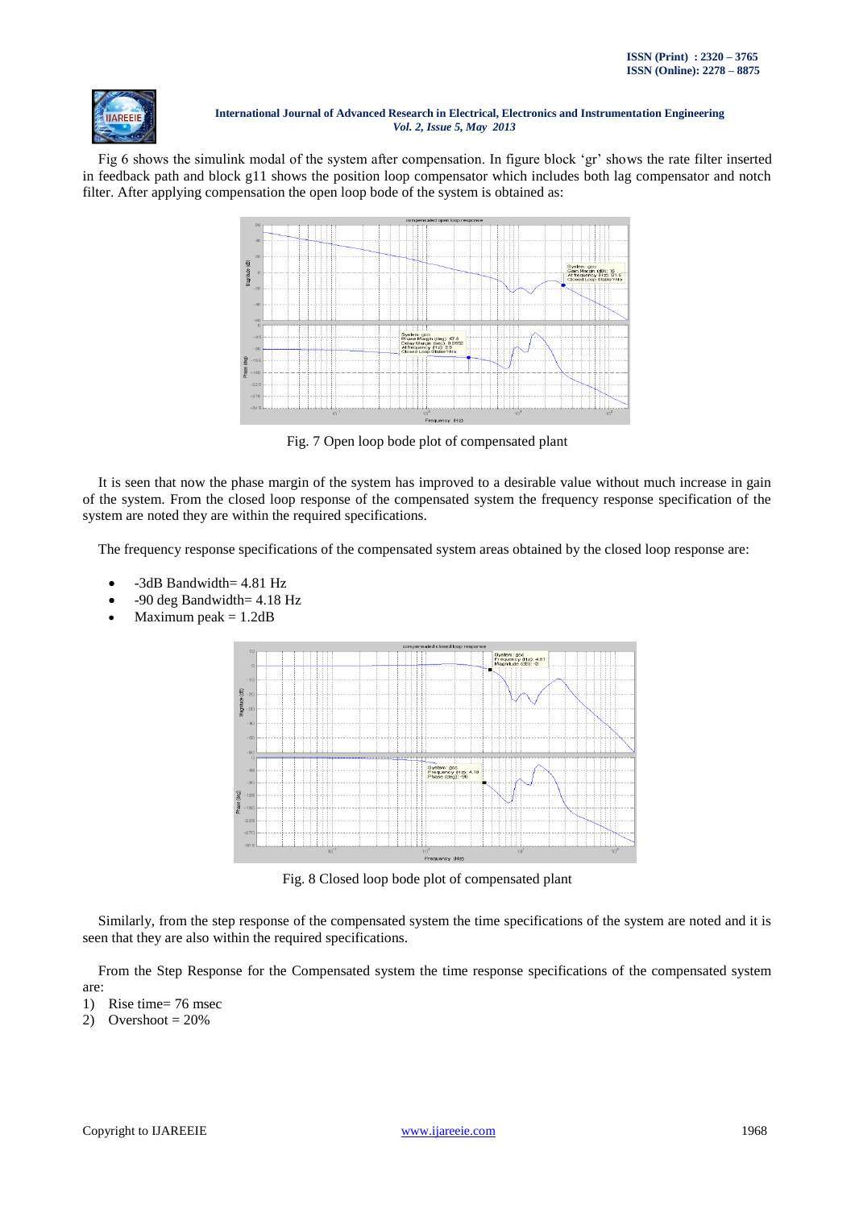Fig 6 shows the simulink modal of the system after compensation. In figure block 'gr' shows the rate filter inserted in feedback path and block g11 shows the position loop compensator which includes both lag compensator and notch filter. After applying compensation the open loop bode of the system is obtained as:

Fig. 7 Open loop bode plot of compensated plant

It is seen that now the phase margin of the system has improved to a desirable value without much increase in gain of the system. From the closed loop response of the compensated system the frequency response specification of the system are noted they are within the required specifications.

The frequency response specifications of the compensated system areas obtained by the closed loop response are:

- -3dB Bandwidth= 4.81 Hz
- -90 deg Bandwidth= 4.18 Hz
- Maximum peak = 1.2dB

Fig. 8 Closed loop bode plot of compensated plant

Similarly, from the step response of the compensated system the time specifications of the system are noted and it is seen that they are also within the required specifications.

From the Step Response for the Compensated system the time response specifications of the compensated system are:

1) Rise time= 76 msec
2) Overshoot = 20%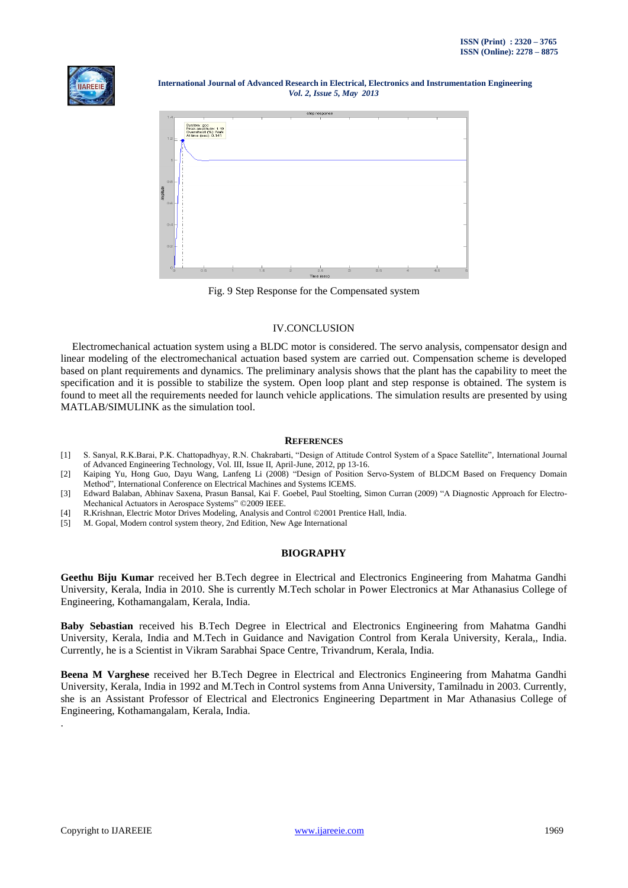step response

System: goc
Peak amplitude: 1.19
Overshoot (%): NaN
At time (sec): 0.141

Amplitude

Time (sec)

Fig. 9 Step Response for the Compensated system

## IV.CONCLUSION

Electromechanical actuation system using a BLDC motor is considered. The servo analysis, compensator design and linear modeling of the electromechanical actuation based system are carried out. Compensation scheme is developed based on plant requirements and dynamics. The preliminary analysis shows that the plant has the capability to meet the specification and it is possible to stabilize the system. Open loop plant and step response is obtained. The system is found to meet all the requirements needed for launch vehicle applications. The simulation results are presented by using MATLAB/SIMULINK as the simulation tool.

## REFERENCES

[1] S. Sanyal, R.K.Barai, P.K. Chattopadhyay, R.N. Chakrabarti, "Design of Attitude Control System of a Space Satellite", International Journal of Advanced Engineering Technology, Vol. III, Issue II, April-June, 2012, pp 13-16.

[2] Kaiping Yu, Hong Guo, Dayu Wang, Lanfeng Li (2008) "Design of Position Servo-System of BLDCM Based on Frequency Domain Method", International Conference on Electrical Machines and Systems ICEMS.

[3] Edward Balaban, Abhinav Saxena, Prasun Bansal, Kai F. Goebel, Paul Stoelting, Simon Curran (2009) "A Diagnostic Approach for Electro-Mechanical Actuators in Aerospace Systems" ©2009 IEEE.

[4] R.Krishnan, Electric Motor Drives Modeling, Analysis and Control ©2001 Prentice Hall, India.

[5] M. Gopal, Modern control system theory, 2nd Edition, New Age International

## BIOGRAPHY

**Geethu Biju Kumar** received her B.Tech degree in Electrical and Electronics Engineering from Mahatma Gandhi University, Kerala, India in 2010. She is currently M.Tech scholar in Power Electronics at Mar Athanasius College of Engineering, Kothamangalam, Kerala, India.

**Baby Sebastian** received his B.Tech Degree in Electrical and Electronics Engineering from Mahatma Gandhi University, Kerala, India and M.Tech in Guidance and Navigation Control from Kerala University, Kerala,, India. Currently, he is a Scientist in Vikram Sarabhai Space Centre, Trivandrum, Kerala, India.

**Beena M Varghese** received her B.Tech Degree in Electrical and Electronics Engineering from Mahatma Gandhi University, Kerala, India in 1992 and M.Tech in Control systems from Anna University, Tamilnadu in 2003. Currently, she is an Assistant Professor of Electrical and Electronics Engineering Department in Mar Athanasius College of Engineering, Kothamangalam, Kerala, India.